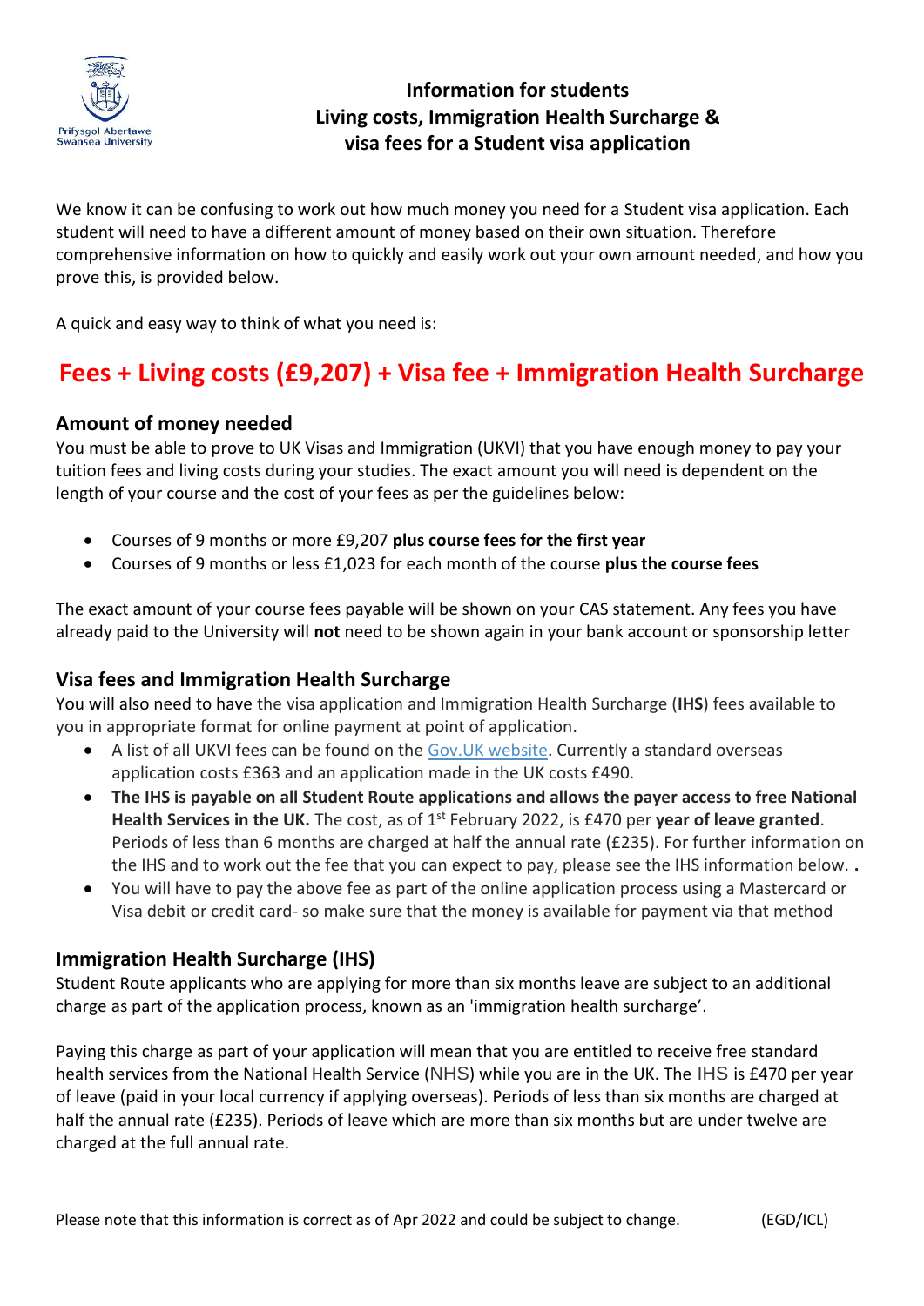# Information for students
# Living costs, Immigration Health Surcharge & visa fees for a Student visa application

We know it can be confusing to work out how much money you need for a Student visa application. Each student will need to have a different amount of money based on their own situation. Therefore comprehensive information on how to quickly and easily work out your own amount needed, and how you prove this, is provided below.

A quick and easy way to think of what you need is:

## Fees + Living costs (£9,207) + Visa fee + Immigration Health Surcharge

### Amount of money needed

You must be able to prove to UK Visas and Immigration (UKVI) that you have enough money to pay your tuition fees and living costs during your studies. The exact amount you will need is dependent on the length of your course and the cost of your fees as per the guidelines below:

- Courses of 9 months or more £9,207 **plus course fees for the first year**
- Courses of 9 months or less £1,023 for each month of the course **plus the course fees**

The exact amount of your course fees payable will be shown on your CAS statement. Any fees you have already paid to the University will **not** need to be shown again in your bank account or sponsorship letter

### Visa fees and Immigration Health Surcharge

You will also need to have the visa application and Immigration Health Surcharge (**IHS**) fees available to you in appropriate format for online payment at point of application.

- A list of all UKVI fees can be found on the Gov.UK website. Currently a standard overseas application costs £363 and an application made in the UK costs £490.
- **The IHS is payable on all Student Route applications and allows the payer access to free National Health Services in the UK.** The cost, as of 1st February 2022, is £470 per **year of leave granted**. Periods of less than 6 months are charged at half the annual rate (£235). For further information on the IHS and to work out the fee that you can expect to pay, please see the IHS information below. **.**
- You will have to pay the above fee as part of the online application process using a Mastercard or Visa debit or credit card- so make sure that the money is available for payment via that method

### Immigration Health Surcharge (IHS)

Student Route applicants who are applying for more than six months leave are subject to an additional charge as part of the application process, known as an 'immigration health surcharge'.

Paying this charge as part of your application will mean that you are entitled to receive free standard health services from the National Health Service (NHS) while you are in the UK. The IHS is £470 per year of leave (paid in your local currency if applying overseas). Periods of less than six months are charged at half the annual rate (£235). Periods of leave which are more than six months but are under twelve are charged at the full annual rate.

Please note that this information is correct as of Apr 2022 and could be subject to change. (EGD/ICL)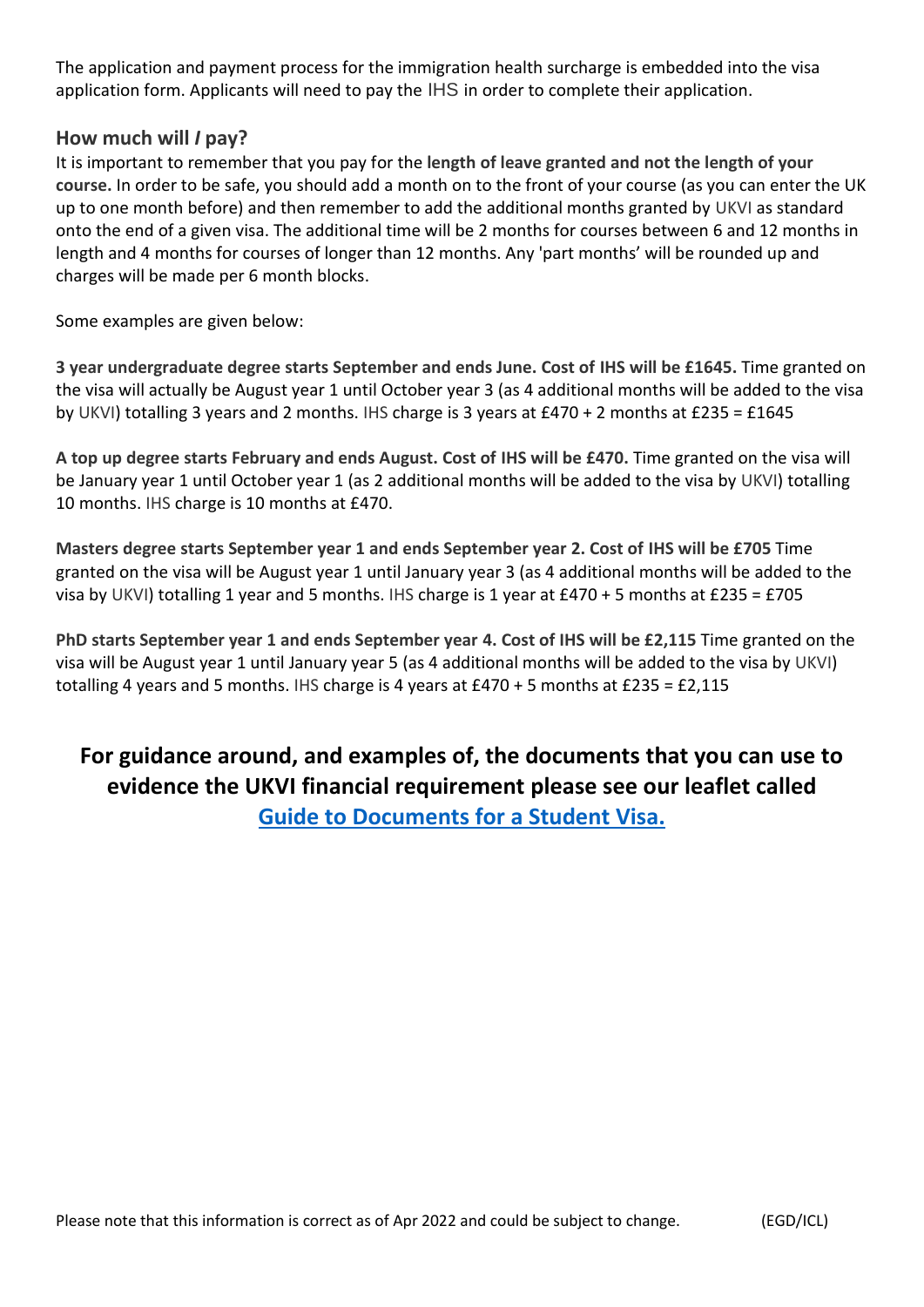The application and payment process for the immigration health surcharge is embedded into the visa application form. Applicants will need to pay the IHS in order to complete their application.

### How much will *I* pay?

It is important to remember that you pay for the **length of leave granted and not the length of your course.** In order to be safe, you should add a month on to the front of your course (as you can enter the UK up to one month before) and then remember to add the additional months granted by UKVI as standard onto the end of a given visa. The additional time will be 2 months for courses between 6 and 12 months in length and 4 months for courses of longer than 12 months. Any 'part months' will be rounded up and charges will be made per 6 month blocks.

Some examples are given below:

**3 year undergraduate degree starts September and ends June. Cost of IHS will be £1645.** Time granted on the visa will actually be August year 1 until October year 3 (as 4 additional months will be added to the visa by UKVI) totalling 3 years and 2 months. IHS charge is 3 years at £470 + 2 months at £235 = £1645

**A top up degree starts February and ends August. Cost of IHS will be £470.** Time granted on the visa will be January year 1 until October year 1 (as 2 additional months will be added to the visa by UKVI) totalling 10 months. IHS charge is 10 months at £470.

**Masters degree starts September year 1 and ends September year 2. Cost of IHS will be £705** Time granted on the visa will be August year 1 until January year 3 (as 4 additional months will be added to the visa by UKVI) totalling 1 year and 5 months. IHS charge is 1 year at £470 + 5 months at £235 = £705

**PhD starts September year 1 and ends September year 4. Cost of IHS will be £2,115** Time granted on the visa will be August year 1 until January year 5 (as 4 additional months will be added to the visa by UKVI) totalling 4 years and 5 months. IHS charge is 4 years at £470 + 5 months at £235 = £2,115

## For guidance around, and examples of, the documents that you can use to evidence the UKVI financial requirement please see our leaflet called [Guide to Documents for a Student Visa.]

Please note that this information is correct as of Apr 2022 and could be subject to change. (EGD/ICL)